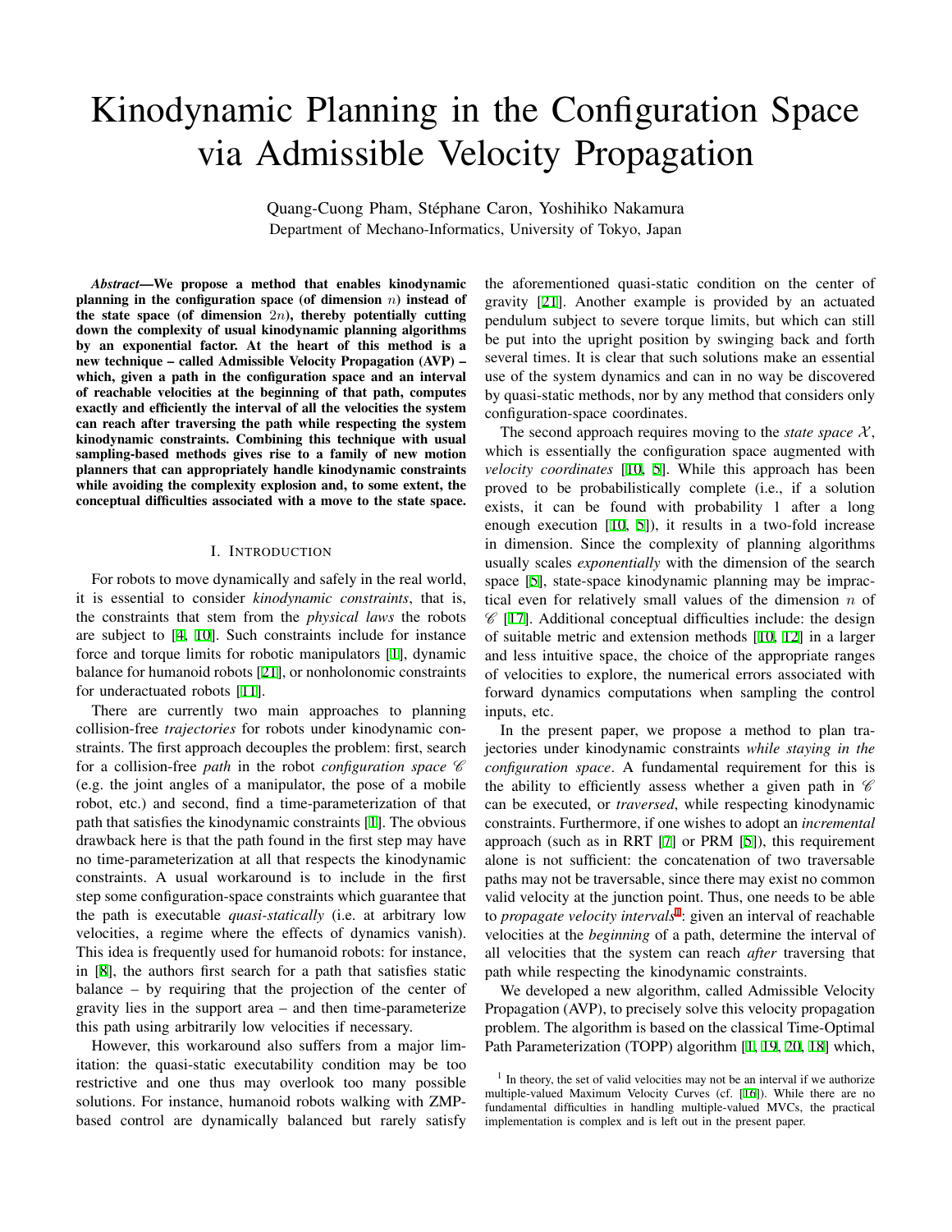# Kinodynamic Planning in the Configuration Space via Admissible Velocity Propagation

Quang-Cuong Pham, Stéphane Caron, Yoshihiko Nakamura
Department of Mechano-Informatics, University of Tokyo, Japan

***Abstract*—We propose a method that enables kinodynamic planning in the configuration space (of dimension $n$) instead of the state space (of dimension $2n$), thereby potentially cutting down the complexity of usual kinodynamic planning algorithms by an exponential factor. At the heart of this method is a new technique – called Admissible Velocity Propagation (AVP) – which, given a path in the configuration space and an interval of reachable velocities at the beginning of that path, computes exactly and efficiently the interval of all the velocities the system can reach after traversing the path while respecting the system kinodynamic constraints. Combining this technique with usual sampling-based methods gives rise to a family of new motion planners that can appropriately handle kinodynamic constraints while avoiding the complexity explosion and, to some extent, the conceptual difficulties associated with a move to the state space.**

## I. Introduction

For robots to move dynamically and safely in the real world, it is essential to consider *kinodynamic constraints*, that is, the constraints that stem from the *physical laws* the robots are subject to [4, 10]. Such constraints include for instance force and torque limits for robotic manipulators [1], dynamic balance for humanoid robots [21], or nonholonomic constraints for underactuated robots [11].

There are currently two main approaches to planning collision-free *trajectories* for robots under kinodynamic constraints. The first approach decouples the problem: first, search for a collision-free *path* in the robot *configuration space* $\mathscr{C}$ (e.g. the joint angles of a manipulator, the pose of a mobile robot, etc.) and second, find a time-parameterization of that path that satisfies the kinodynamic constraints [1]. The obvious drawback here is that the path found in the first step may have no time-parameterization at all that respects the kinodynamic constraints. A usual workaround is to include in the first step some configuration-space constraints which guarantee that the path is executable *quasi-statically* (i.e. at arbitrary low velocities, a regime where the effects of dynamics vanish). This idea is frequently used for humanoid robots: for instance, in [8], the authors first search for a path that satisfies static balance – by requiring that the projection of the center of gravity lies in the support area – and then time-parameterize this path using arbitrarily low velocities if necessary.

However, this workaround also suffers from a major limitation: the quasi-static executability condition may be too restrictive and one thus may overlook too many possible solutions. For instance, humanoid robots walking with ZMP-based control are dynamically balanced but rarely satisfy the aforementioned quasi-static condition on the center of gravity [21]. Another example is provided by an actuated pendulum subject to severe torque limits, but which can still be put into the upright position by swinging back and forth several times. It is clear that such solutions make an essential use of the system dynamics and can in no way be discovered by quasi-static methods, nor by any method that considers only configuration-space coordinates.

The second approach requires moving to the *state space* $\mathcal{X}$, which is essentially the configuration space augmented with *velocity coordinates* [10, 5]. While this approach has been proved to be probabilistically complete (i.e., if a solution exists, it can be found with probability 1 after a long enough execution [10, 5]), it results in a two-fold increase in dimension. Since the complexity of planning algorithms usually scales *exponentially* with the dimension of the search space [5], state-space kinodynamic planning may be impractical even for relatively small values of the dimension $n$ of $\mathscr{C}$ [17]. Additional conceptual difficulties include: the design of suitable metric and extension methods [10, 12] in a larger and less intuitive space, the choice of the appropriate ranges of velocities to explore, the numerical errors associated with forward dynamics computations when sampling the control inputs, etc.

In the present paper, we propose a method to plan trajectories under kinodynamic constraints *while staying in the configuration space*. A fundamental requirement for this is the ability to efficiently assess whether a given path in $\mathscr{C}$ can be executed, or *traversed*, while respecting kinodynamic constraints. Furthermore, if one wishes to adopt an *incremental* approach (such as in RRT [7] or PRM [5]), this requirement alone is not sufficient: the concatenation of two traversable paths may not be traversable, since there may exist no common valid velocity at the junction point. Thus, one needs to be able to *propagate velocity intervals*[1]: given an interval of reachable velocities at the *beginning* of a path, determine the interval of all velocities that the system can reach *after* traversing that path while respecting the kinodynamic constraints.

We developed a new algorithm, called Admissible Velocity Propagation (AVP), to precisely solve this velocity propagation problem. The algorithm is based on the classical Time-Optimal Path Parameterization (TOPP) algorithm [1, 19, 20, 18] which,

[1] In theory, the set of valid velocities may not be an interval if we authorize multiple-valued Maximum Velocity Curves (cf. [16]). While there are no fundamental difficulties in handling multiple-valued MVCs, the practical implementation is complex and is left out in the present paper.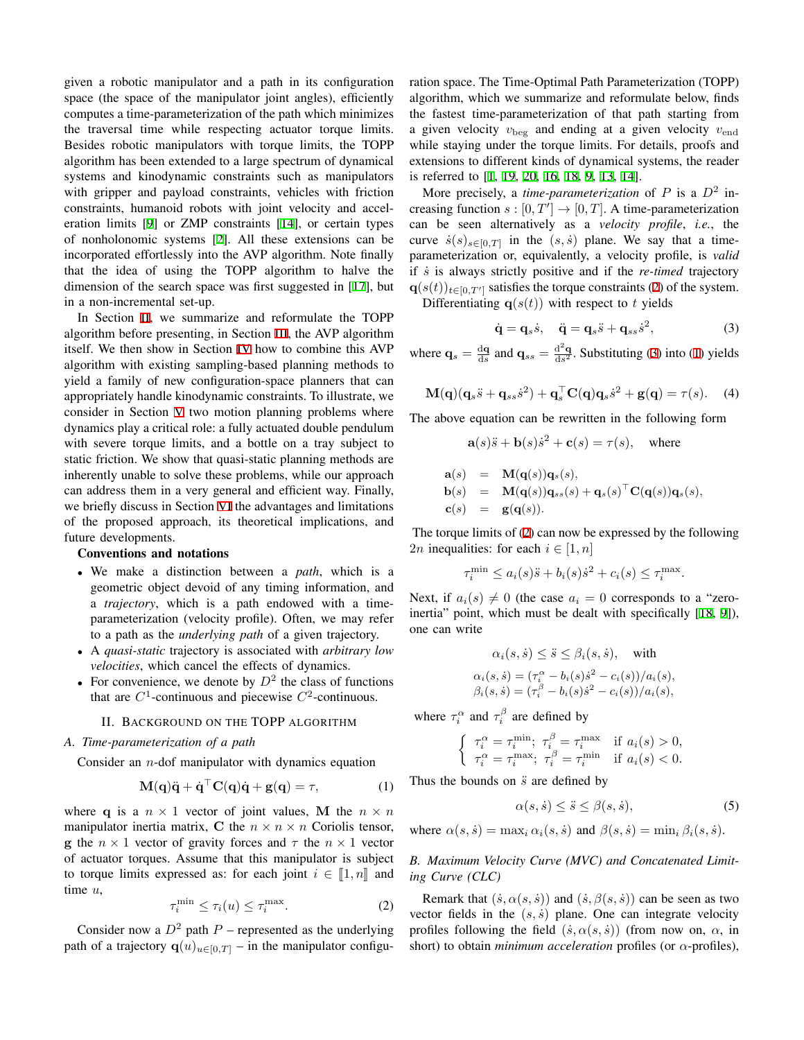given a robotic manipulator and a path in its configuration space (the space of the manipulator joint angles), efficiently computes a time-parameterization of the path which minimizes the traversal time while respecting actuator torque limits. Besides robotic manipulators with torque limits, the TOPP algorithm has been extended to a large spectrum of dynamical systems and kinodynamic constraints such as manipulators with gripper and payload constraints, vehicles with friction constraints, humanoid robots with joint velocity and acceleration limits [9] or ZMP constraints [14], or certain types of nonholonomic systems [2]. All these extensions can be incorporated effortlessly into the AVP algorithm. Note finally that the idea of using the TOPP algorithm to halve the dimension of the search space was first suggested in [17], but in a non-incremental set-up.

In Section II, we summarize and reformulate the TOPP algorithm before presenting, in Section III, the AVP algorithm itself. We then show in Section IV how to combine this AVP algorithm with existing sampling-based planning methods to yield a family of new configuration-space planners that can appropriately handle kinodynamic constraints. To illustrate, we consider in Section V two motion planning problems where dynamics play a critical role: a fully actuated double pendulum with severe torque limits, and a bottle on a tray subject to static friction. We show that quasi-static planning methods are inherently unable to solve these problems, while our approach can address them in a very general and efficient way. Finally, we briefly discuss in Section VI the advantages and limitations of the proposed approach, its theoretical implications, and future developments.

**Conventions and notations**

- We make a distinction between a *path*, which is a geometric object devoid of any timing information, and a *trajectory*, which is a path endowed with a time-parameterization (velocity profile). Often, we may refer to a path as the *underlying path* of a given trajectory.
- A *quasi-static* trajectory is associated with *arbitrary low velocities*, which cancel the effects of dynamics.
- For convenience, we denote by $D^2$ the class of functions that are $C^1$-continuous and piecewise $C^2$-continuous.

## II. Background on the TOPP algorithm

### A. Time-parameterization of a path

Consider an $n$-dof manipulator with dynamics equation

$$\mathbf{M}(\mathbf{q})\ddot{\mathbf{q}} + \dot{\mathbf{q}}^\top \mathbf{C}(\mathbf{q})\dot{\mathbf{q}} + \mathbf{g}(\mathbf{q}) = \tau, \tag{1}$$

where $\mathbf{q}$ is a $n \times 1$ vector of joint values, $\mathbf{M}$ the $n \times n$ manipulator inertia matrix, $\mathbf{C}$ the $n \times n \times n$ Coriolis tensor, $\mathbf{g}$ the $n \times 1$ vector of gravity forces and $\tau$ the $n \times 1$ vector of actuator torques. Assume that this manipulator is subject to torque limits expressed as: for each joint $i \in [\![1, n]\!]$ and time $u$,

$$\tau_i^{\min} \leq \tau_i(u) \leq \tau_i^{\max}. \tag{2}$$

Consider now a $D^2$ path $P$ – represented as the underlying path of a trajectory $\mathbf{q}(u)_{u\in[0,T]}$ – in the manipulator configuration space. The Time-Optimal Path Parameterization (TOPP) algorithm, which we summarize and reformulate below, finds the fastest time-parameterization of that path starting from a given velocity $v_{\mathrm{beg}}$ and ending at a given velocity $v_{\mathrm{end}}$ while staying under the torque limits. For details, proofs and extensions to different kinds of dynamical systems, the reader is referred to [1, 19, 20, 16, 18, 9, 13, 14].

More precisely, a *time-parameterization* of $P$ is a $D^2$ increasing function $s : [0, T'] \to [0, T]$. A time-parameterization can be seen alternatively as a *velocity profile*, *i.e.*, the curve $\dot{s}(s)_{s\in[0,T]}$ in the $(s, \dot{s})$ plane. We say that a time-parameterization or, equivalently, a velocity profile, is *valid* if $\dot{s}$ is always strictly positive and if the *re-timed* trajectory $\mathbf{q}(s(t))_{t\in[0,T']}$ satisfies the torque constraints (2) of the system.

Differentiating $\mathbf{q}(s(t))$ with respect to $t$ yields

$$\dot{\mathbf{q}} = \mathbf{q}_s\dot{s}, \quad \ddot{\mathbf{q}} = \mathbf{q}_s\ddot{s} + \mathbf{q}_{ss}\dot{s}^2, \tag{3}$$

where $\mathbf{q}_s = \frac{\mathrm{d}\mathbf{q}}{\mathrm{d}s}$ and $\mathbf{q}_{ss} = \frac{\mathrm{d}^2\mathbf{q}}{\mathrm{d}s^2}$. Substituting (3) into (1) yields

$$\mathbf{M}(\mathbf{q})(\mathbf{q}_s\ddot{s} + \mathbf{q}_{ss}\dot{s}^2) + \mathbf{q}_s^\top \mathbf{C}(\mathbf{q})\mathbf{q}_s\dot{s}^2 + \mathbf{g}(\mathbf{q}) = \tau(s). \tag{4}$$

The above equation can be rewritten in the following form

$$\mathbf{a}(s)\ddot{s} + \mathbf{b}(s)\dot{s}^2 + \mathbf{c}(s) = \tau(s), \quad \text{where}$$

$$\begin{aligned}
\mathbf{a}(s) &= \mathbf{M}(\mathbf{q}(s))\mathbf{q}_s(s),\\
\mathbf{b}(s) &= \mathbf{M}(\mathbf{q}(s))\mathbf{q}_{ss}(s) + \mathbf{q}_s(s)^\top \mathbf{C}(\mathbf{q}(s))\mathbf{q}_s(s),\\
\mathbf{c}(s) &= \mathbf{g}(\mathbf{q}(s)).
\end{aligned}$$

The torque limits of (2) can now be expressed by the following $2n$ inequalities: for each $i \in [1, n]$

$$\tau_i^{\min} \leq a_i(s)\ddot{s} + b_i(s)\dot{s}^2 + c_i(s) \leq \tau_i^{\max}.$$

Next, if $a_i(s) \neq 0$ (the case $a_i = 0$ corresponds to a "zero-inertia" point, which must be dealt with specifically [18, 9]), one can write

$$\alpha_i(s, \dot{s}) \leq \ddot{s} \leq \beta_i(s, \dot{s}), \quad \text{with}$$

$$\begin{aligned}
\alpha_i(s, \dot{s}) &= (\tau_i^\alpha - b_i(s)\dot{s}^2 - c_i(s))/a_i(s),\\
\beta_i(s, \dot{s}) &= (\tau_i^\beta - b_i(s)\dot{s}^2 - c_i(s))/a_i(s),
\end{aligned}$$

where $\tau_i^\alpha$ and $\tau_i^\beta$ are defined by

$$\begin{cases}
\tau_i^\alpha = \tau_i^{\min};\ \tau_i^\beta = \tau_i^{\max} & \text{if } a_i(s) > 0,\\
\tau_i^\alpha = \tau_i^{\max};\ \tau_i^\beta = \tau_i^{\min} & \text{if } a_i(s) < 0.
\end{cases}$$

Thus the bounds on $\ddot{s}$ are defined by

$$\alpha(s, \dot{s}) \leq \ddot{s} \leq \beta(s, \dot{s}), \tag{5}$$

where $\alpha(s, \dot{s}) = \max_i \alpha_i(s, \dot{s})$ and $\beta(s, \dot{s}) = \min_i \beta_i(s, \dot{s})$.

### B. Maximum Velocity Curve (MVC) and Concatenated Limiting Curve (CLC)

Remark that $(\dot{s}, \alpha(s, \dot{s}))$ and $(\dot{s}, \beta(s, \dot{s}))$ can be seen as two vector fields in the $(s, \dot{s})$ plane. One can integrate velocity profiles following the field $(\dot{s}, \alpha(s, \dot{s}))$ (from now on, $\alpha$, in short) to obtain *minimum acceleration* profiles (or $\alpha$-profiles),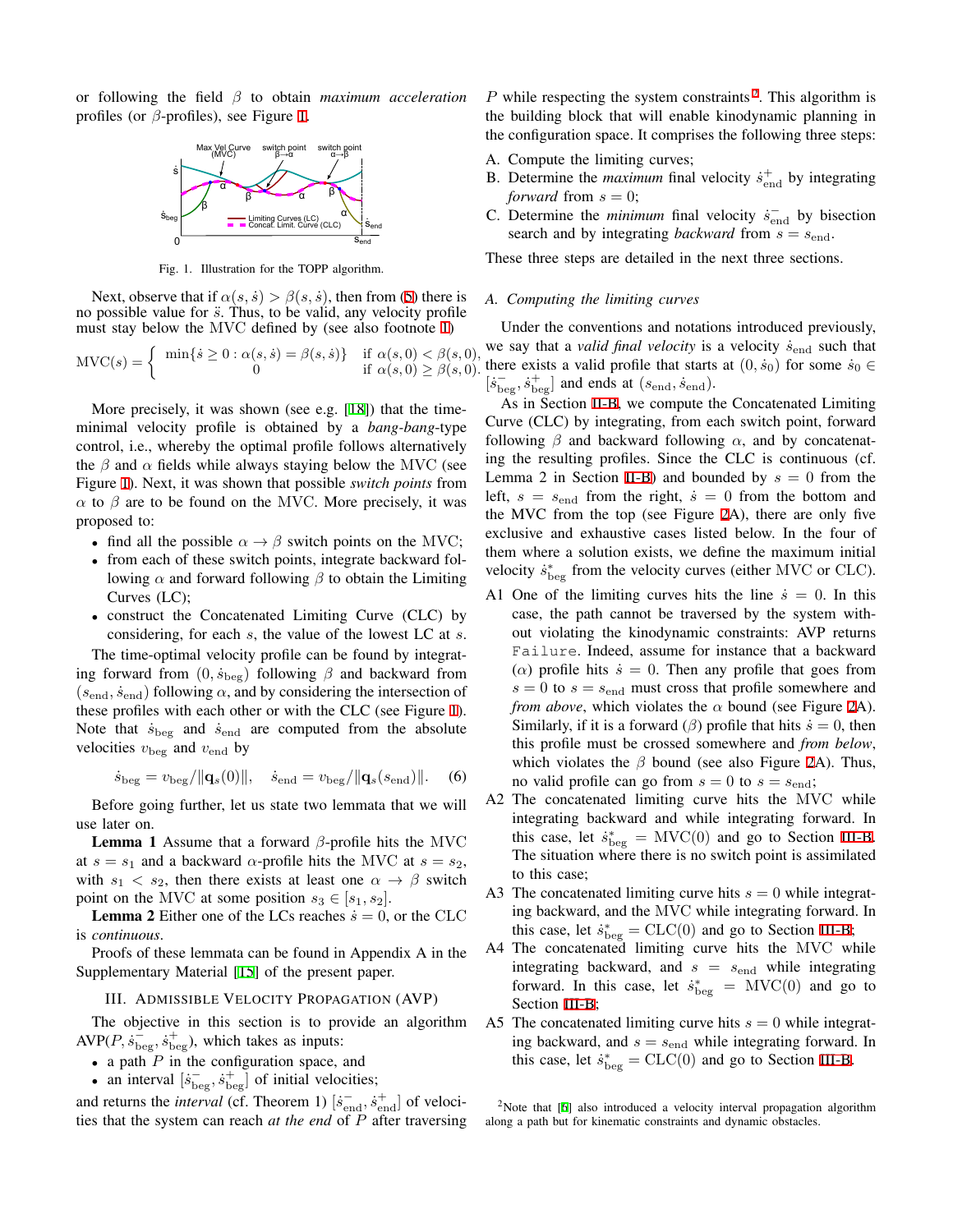or following the field $\beta$ to obtain *maximum acceleration* profiles (or $\beta$-profiles), see Figure 1.

Fig. 1. Illustration for the TOPP algorithm.

Next, observe that if $\alpha(s,\dot{s}) > \beta(s,\dot{s})$, then from (5) there is no possible value for $\ddot{s}$. Thus, to be valid, any velocity profile must stay below the MVC defined by (see also footnote 1)

$$\mathrm{MVC}(s) = \begin{cases} \min\{\dot{s} \geq 0 : \alpha(s,\dot{s}) = \beta(s,\dot{s})\} & \text{if } \alpha(s,0) < \beta(s,0), \\ 0 & \text{if } \alpha(s,0) \geq \beta(s,0). \end{cases}$$

More precisely, it was shown (see e.g. [18]) that the time-minimal velocity profile is obtained by a *bang-bang*-type control, i.e., whereby the optimal profile follows alternatively the $\beta$ and $\alpha$ fields while always staying below the MVC (see Figure 1). Next, it was shown that possible *switch points* from $\alpha$ to $\beta$ are to be found on the MVC. More precisely, it was proposed to:

- find all the possible $\alpha \to \beta$ switch points on the MVC;
- from each of these switch points, integrate backward following $\alpha$ and forward following $\beta$ to obtain the Limiting Curves (LC);
- construct the Concatenated Limiting Curve (CLC) by considering, for each $s$, the value of the lowest LC at $s$.

The time-optimal velocity profile can be found by integrating forward from $(0, \dot{s}_{\mathrm{beg}})$ following $\beta$ and backward from $(s_{\mathrm{end}}, \dot{s}_{\mathrm{end}})$ following $\alpha$, and by considering the intersection of these profiles with each other or with the CLC (see Figure 1). Note that $\dot{s}_{\mathrm{beg}}$ and $\dot{s}_{\mathrm{end}}$ are computed from the absolute velocities $v_{\mathrm{beg}}$ and $v_{\mathrm{end}}$ by

$$\dot{s}_{\mathrm{beg}} = v_{\mathrm{beg}}/\|\mathbf{q}_s(0)\|, \quad \dot{s}_{\mathrm{end}} = v_{\mathrm{beg}}/\|\mathbf{q}_s(s_{\mathrm{end}})\|. \quad (6)$$

Before going further, let us state two lemmata that we will use later on.

**Lemma 1** Assume that a forward $\beta$-profile hits the MVC at $s = s_1$ and a backward $\alpha$-profile hits the MVC at $s = s_2$, with $s_1 < s_2$, then there exists at least one $\alpha \to \beta$ switch point on the MVC at some position $s_3 \in [s_1, s_2]$.

**Lemma 2** Either one of the LCs reaches $\dot{s} = 0$, or the CLC is *continuous*.

Proofs of these lemmata can be found in Appendix A in the Supplementary Material [15] of the present paper.

## III. Admissible Velocity Propagation (AVP)

The objective in this section is to provide an algorithm AVP($P, \dot{s}^-_{\mathrm{beg}}, \dot{s}^+_{\mathrm{beg}}$), which takes as inputs:

- a path $P$ in the configuration space, and
- an interval $[\dot{s}^-_{\mathrm{beg}}, \dot{s}^+_{\mathrm{beg}}]$ of initial velocities;

and returns the *interval* (cf. Theorem 1) $[\dot{s}^-_{\mathrm{end}}, \dot{s}^+_{\mathrm{end}}]$ of velocities that the system can reach *at the end* of $P$ after traversing $P$ while respecting the system constraints[2]. This algorithm is the building block that will enable kinodynamic planning in the configuration space. It comprises the following three steps:

A. Compute the limiting curves;

B. Determine the *maximum* final velocity $\dot{s}^+_{\mathrm{end}}$ by integrating *forward* from $s = 0$;

C. Determine the *minimum* final velocity $\dot{s}^-_{\mathrm{end}}$ by bisection search and by integrating *backward* from $s = s_{\mathrm{end}}$.

These three steps are detailed in the next three sections.

### A. Computing the limiting curves

Under the conventions and notations introduced previously, we say that a *valid final velocity* is a velocity $\dot{s}_{\mathrm{end}}$ such that there exists a valid profile that starts at $(0, \dot{s}_0)$ for some $\dot{s}_0 \in [\dot{s}^-_{\mathrm{beg}}, \dot{s}^+_{\mathrm{beg}}]$ and ends at $(s_{\mathrm{end}}, \dot{s}_{\mathrm{end}})$.

As in Section II-B, we compute the Concatenated Limiting Curve (CLC) by integrating, from each switch point, forward following $\beta$ and backward following $\alpha$, and by concatenating the resulting profiles. Since the CLC is continuous (cf. Lemma 2 in Section II-B) and bounded by $s = 0$ from the left, $s = s_{\mathrm{end}}$ from the right, $\dot{s} = 0$ from the bottom and the MVC from the top (see Figure 2A), there are only five exclusive and exhaustive cases listed below. In the four of them where a solution exists, we define the maximum initial velocity $\dot{s}^*_{\mathrm{beg}}$ from the velocity curves (either MVC or CLC).

A1 One of the limiting curves hits the line $\dot{s} = 0$. In this case, the path cannot be traversed by the system without violating the kinodynamic constraints: AVP returns `Failure`. Indeed, assume for instance that a backward ($\alpha$) profile hits $\dot{s} = 0$. Then any profile that goes from $s = 0$ to $s = s_{\mathrm{end}}$ must cross that profile somewhere and *from above*, which violates the $\alpha$ bound (see Figure 2A). Similarly, if it is a forward ($\beta$) profile that hits $\dot{s} = 0$, then this profile must be crossed somewhere and *from below*, which violates the $\beta$ bound (see also Figure 2A). Thus, no valid profile can go from $s = 0$ to $s = s_{\mathrm{end}}$;

A2 The concatenated limiting curve hits the MVC while integrating backward and while integrating forward. In this case, let $\dot{s}^*_{\mathrm{beg}} = \mathrm{MVC}(0)$ and go to Section III-B. The situation where there is no switch point is assimilated to this case;

A3 The concatenated limiting curve hits $s = 0$ while integrating backward, and the MVC while integrating forward. In this case, let $\dot{s}^*_{\mathrm{beg}} = \mathrm{CLC}(0)$ and go to Section III-B;

A4 The concatenated limiting curve hits the MVC while integrating backward, and $s = s_{\mathrm{end}}$ while integrating forward. In this case, let $\dot{s}^*_{\mathrm{beg}} = \mathrm{MVC}(0)$ and go to Section III-B;

A5 The concatenated limiting curve hits $s = 0$ while integrating backward, and $s = s_{\mathrm{end}}$ while integrating forward. In this case, let $\dot{s}^*_{\mathrm{beg}} = \mathrm{CLC}(0)$ and go to Section III-B.

[2] Note that [6] also introduced a velocity interval propagation algorithm along a path but for kinematic constraints and dynamic obstacles.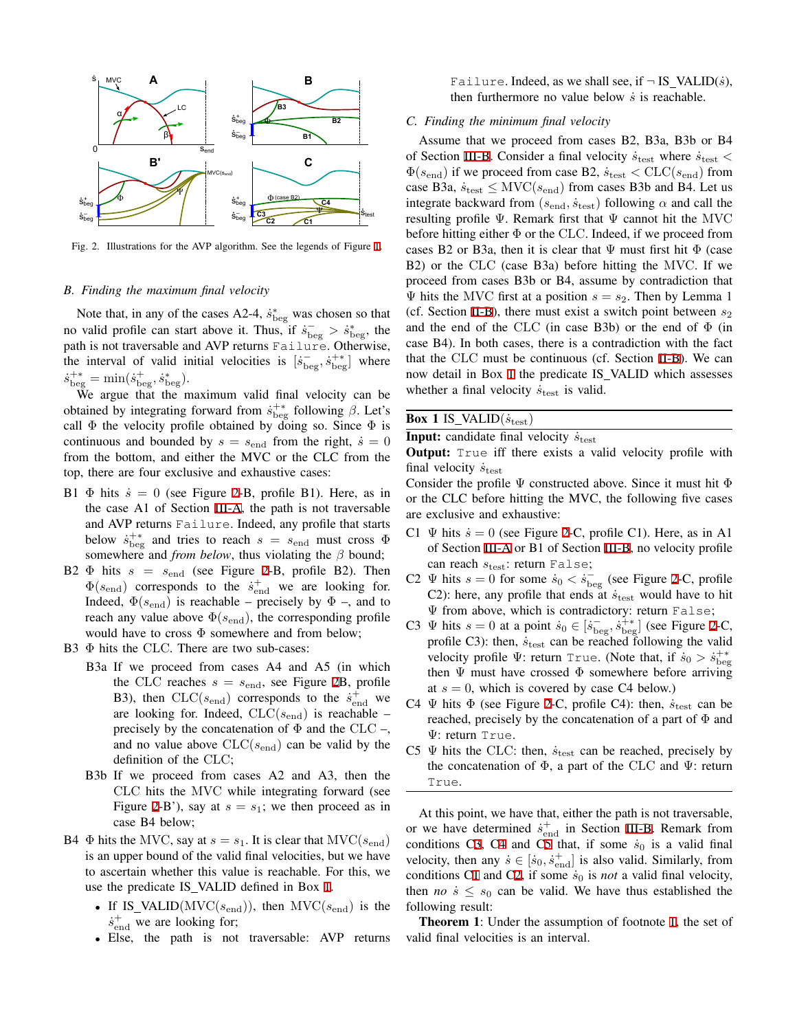Fig. 2. Illustrations for the AVP algorithm. See the legends of Figure 1.

### B. Finding the maximum final velocity

Note that, in any of the cases A2-4, $\dot{s}^*_{\mathrm{beg}}$ was chosen so that no valid profile can start above it. Thus, if $\dot{s}^-_{\mathrm{beg}} > \dot{s}^*_{\mathrm{beg}}$, the path is not traversable and AVP returns `Failure`. Otherwise, the interval of valid initial velocities is $[\dot{s}^-_{\mathrm{beg}}, \dot{s}^{+*}_{\mathrm{beg}}]$ where $\dot{s}^{+*}_{\mathrm{beg}} = \min(\dot{s}^+_{\mathrm{beg}}, \dot{s}^*_{\mathrm{beg}})$.

We argue that the maximum valid final velocity can be obtained by integrating forward from $\dot{s}^{+*}_{\mathrm{beg}}$ following $\beta$. Let's call $\Phi$ the velocity profile obtained by doing so. Since $\Phi$ is continuous and bounded by $s = s_{\mathrm{end}}$ from the right, $\dot{s} = 0$ from the bottom, and either the MVC or the CLC from the top, there are four exclusive and exhaustive cases:

- B1 $\Phi$ hits $\dot{s} = 0$ (see Figure 2-B, profile B1). Here, as in the case A1 of Section III-A, the path is not traversable and AVP returns `Failure`. Indeed, any profile that starts below $\dot{s}^{+*}_{\mathrm{beg}}$ and tries to reach $s = s_{\mathrm{end}}$ must cross $\Phi$ somewhere and *from below*, thus violating the $\beta$ bound;
- B2 $\Phi$ hits $s = s_{\mathrm{end}}$ (see Figure 2-B, profile B2). Then $\Phi(s_{\mathrm{end}})$ corresponds to the $\dot{s}^+_{\mathrm{end}}$ we are looking for. Indeed, $\Phi(s_{\mathrm{end}})$ is reachable – precisely by $\Phi$ –, and to reach any value above $\Phi(s_{\mathrm{end}})$, the corresponding profile would have to cross $\Phi$ somewhere and from below;
- B3 $\Phi$ hits the CLC. There are two sub-cases:
  - B3a If we proceed from cases A4 and A5 (in which the CLC reaches $s = s_{\mathrm{end}}$, see Figure 2B, profile B3), then $\mathrm{CLC}(s_{\mathrm{end}})$ corresponds to the $\dot{s}^+_{\mathrm{end}}$ we are looking for. Indeed, $\mathrm{CLC}(s_{\mathrm{end}})$ is reachable – precisely by the concatenation of $\Phi$ and the CLC –, and no value above $\mathrm{CLC}(s_{\mathrm{end}})$ can be valid by the definition of the CLC;
  - B3b If we proceed from cases A2 and A3, then the CLC hits the MVC while integrating forward (see Figure 2-B'), say at $s = s_1$; we then proceed as in case B4 below;
- B4 $\Phi$ hits the MVC, say at $s = s_1$. It is clear that $\mathrm{MVC}(s_{\mathrm{end}})$ is an upper bound of the valid final velocities, but we have to ascertain whether this value is reachable. For this, we use the predicate IS_VALID defined in Box 1.
  - If IS_VALID($\mathrm{MVC}(s_{\mathrm{end}})$), then $\mathrm{MVC}(s_{\mathrm{end}})$ is the $\dot{s}^+_{\mathrm{end}}$ we are looking for;
  - Else, the path is not traversable: AVP returns `Failure`. Indeed, as we shall see, if $\neg$ IS_VALID($\dot{s}$), then furthermore no value below $\dot{s}$ is reachable.

### C. Finding the minimum final velocity

Assume that we proceed from cases B2, B3a, B3b or B4 of Section III-B. Consider a final velocity $\dot{s}_{\mathrm{test}}$ where $\dot{s}_{\mathrm{test}} < \Phi(s_{\mathrm{end}})$ if we proceed from case B2, $\dot{s}_{\mathrm{test}} < \mathrm{CLC}(s_{\mathrm{end}})$ from case B3a, $\dot{s}_{\mathrm{test}} \leq \mathrm{MVC}(s_{\mathrm{end}})$ from cases B3b and B4. Let us integrate backward from $(s_{\mathrm{end}}, \dot{s}_{\mathrm{test}})$ following $\alpha$ and call the resulting profile $\Psi$. Remark first that $\Psi$ cannot hit the MVC before hitting either $\Phi$ or the CLC. Indeed, if we proceed from cases B2 or B3a, then it is clear that $\Psi$ must first hit $\Phi$ (case B2) or the CLC (case B3a) before hitting the MVC. If we proceed from cases B3b or B4, assume by contradiction that $\Psi$ hits the MVC first at a position $s = s_2$. Then by Lemma 1 (cf. Section II-B), there must exist a switch point between $s_2$ and the end of the CLC (in case B3b) or the end of $\Phi$ (in case B4). In both cases, there is a contradiction with the fact that the CLC must be continuous (cf. Section II-B). We can now detail in Box 1 the predicate IS_VALID which assesses whether a final velocity $\dot{s}_{\mathrm{test}}$ is valid.

---

**Box 1** IS_VALID($\dot{s}_{\mathrm{test}}$)

**Input:** candidate final velocity $\dot{s}_{\mathrm{test}}$

**Output:** `True` iff there exists a valid velocity profile with final velocity $\dot{s}_{\mathrm{test}}$

Consider the profile $\Psi$ constructed above. Since it must hit $\Phi$ or the CLC before hitting the MVC, the following five cases are exclusive and exhaustive:

- C1 $\Psi$ hits $\dot{s} = 0$ (see Figure 2-C, profile C1). Here, as in A1 of Section III-A or B1 of Section III-B, no velocity profile can reach $s_{\mathrm{test}}$: return `False`;
- C2 $\Psi$ hits $s = 0$ for some $\dot{s}_0 < \dot{s}^-_{\mathrm{beg}}$ (see Figure 2-C, profile C2): here, any profile that ends at $\dot{s}_{\mathrm{test}}$ would have to hit $\Psi$ from above, which is contradictory: return `False`;
- C3 $\Psi$ hits $s = 0$ at a point $\dot{s}_0 \in [\dot{s}^-_{\mathrm{beg}}, \dot{s}^{+*}_{\mathrm{beg}}]$ (see Figure 2-C, profile C3): then, $\dot{s}_{\mathrm{test}}$ can be reached following the valid velocity profile $\Psi$: return `True`. (Note that, if $\dot{s}_0 > \dot{s}^{+*}_{\mathrm{beg}}$ then $\Psi$ must have crossed $\Phi$ somewhere before arriving at $s = 0$, which is covered by case C4 below.)
- C4 $\Psi$ hits $\Phi$ (see Figure 2-C, profile C4): then, $\dot{s}_{\mathrm{test}}$ can be reached, precisely by the concatenation of a part of $\Phi$ and $\Psi$: return `True`.
- C5 $\Psi$ hits the CLC: then, $\dot{s}_{\mathrm{test}}$ can be reached, precisely by the concatenation of $\Phi$, a part of the CLC and $\Psi$: return `True`.

---

At this point, we have that, either the path is not traversable, or we have determined $\dot{s}^+_{\mathrm{end}}$ in Section III-B. Remark from conditions C3, C4 and C5 that, if some $\dot{s}_0$ is a valid final velocity, then any $\dot{s} \in [\dot{s}_0, \dot{s}^+_{\mathrm{end}}]$ is also valid. Similarly, from conditions C1 and C2, if some $\dot{s}_0$ is *not* a valid final velocity, then *no* $\dot{s} \leq s_0$ can be valid. We have thus established the following result:

**Theorem 1**: Under the assumption of footnote 1, the set of valid final velocities is an interval.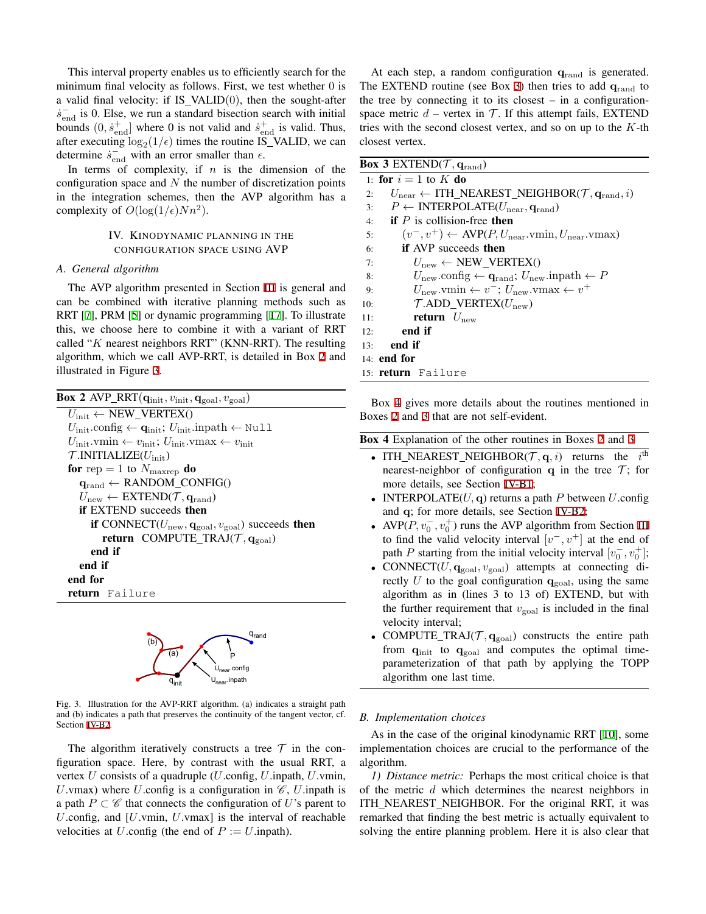This interval property enables us to efficiently search for the minimum final velocity as follows. First, we test whether 0 is a valid final velocity: if IS_VALID(0), then the sought-after $\dot{s}^-_{\mathrm{end}}$ is 0. Else, we run a standard bisection search with initial bounds $(0, \dot{s}^+_{\mathrm{end}}]$ where 0 is not valid and $\dot{s}^+_{\mathrm{end}}$ is valid. Thus, after executing $\log_2(1/\epsilon)$ times the routine IS_VALID, we can determine $\dot{s}^-_{\mathrm{end}}$ with an error smaller than $\epsilon$.

In terms of complexity, if $n$ is the dimension of the configuration space and $N$ the number of discretization points in the integration schemes, then the AVP algorithm has a complexity of $O(\log(1/\epsilon)Nn^2)$.

## IV. Kinodynamic planning in the configuration space using AVP

### A. General algorithm

The AVP algorithm presented in Section III is general and can be combined with iterative planning methods such as RRT [7], PRM [8] or dynamic programming [17]. To illustrate this, we choose here to combine it with a variant of RRT called "$K$ nearest neighbors RRT" (KNN-RRT). The resulting algorithm, which we call AVP-RRT, is detailed in Box 2 and illustrated in Figure 3.

**Box 2** AVP_RRT($\mathbf{q}_{\mathrm{init}}, v_{\mathrm{init}}, \mathbf{q}_{\mathrm{goal}}, v_{\mathrm{goal}}$)

```
U_init ← NEW_VERTEX()
U_init.config ← q_init; U_init.inpath ← Null
U_init.vmin ← v_init; U_init.vmax ← v_init
T.INITIALIZE(U_init)
for rep = 1 to N_maxrep do
    q_rand ← RANDOM_CONFIG()
    U_new ← EXTEND(T, q_rand)
    if EXTEND succeeds then
        if CONNECT(U_new, q_goal, v_goal) succeeds then
            return COMPUTE_TRAJ(T, q_goal)
        end if
    end if
end for
return Failure
```

Fig. 3. Illustration for the AVP-RRT algorithm. (a) indicates a straight path and (b) indicates a path that preserves the continuity of the tangent vector, cf. Section IV-B2.

The algorithm iteratively constructs a tree $\mathcal{T}$ in the configuration space. Here, by contrast with the usual RRT, a vertex $U$ consists of a quadruple ($U$.config, $U$.inpath, $U$.vmin, $U$.vmax) where $U$.config is a configuration in $\mathscr{C}$, $U$.inpath is a path $P \subset \mathscr{C}$ that connects the configuration of $U$'s parent to $U$.config, and [$U$.vmin, $U$.vmax] is the interval of reachable velocities at $U$.config (the end of $P := U$.inpath).

At each step, a random configuration $\mathbf{q}_{\mathrm{rand}}$ is generated. The EXTEND routine (see Box 3) then tries to add $\mathbf{q}_{\mathrm{rand}}$ to the tree by connecting it to its closest – in a configuration-space metric $d$ – vertex in $\mathcal{T}$. If this attempt fails, EXTEND tries with the second closest vertex, and so on up to the $K$-th closest vertex.

**Box 3** EXTEND($\mathcal{T}, \mathbf{q}_{\mathrm{rand}}$)

```
1:  for i = 1 to K do
2:      U_near ← ITH_NEAREST_NEIGHBOR(T, q_rand, i)
3:      P ← INTERPOLATE(U_near, q_rand)
4:      if P is collision-free then
5:          (v−, v+) ← AVP(P, U_near.vmin, U_near.vmax)
6:          if AVP succeeds then
7:              U_new ← NEW_VERTEX()
8:              U_new.config ← q_rand; U_new.inpath ← P
9:              U_new.vmin ← v−; U_new.vmax ← v+
10:             T.ADD_VERTEX(U_new)
11:             return U_new
12:         end if
13:     end if
14: end for
15: return Failure
```

Box 4 gives more details about the routines mentioned in Boxes 2 and 3 that are not self-evident.

**Box 4** Explanation of the other routines in Boxes 2 and 3

- ITH_NEAREST_NEIGHBOR($\mathcal{T}, \mathbf{q}, i$) returns the $i^{\mathrm{th}}$ nearest-neighbor of configuration $\mathbf{q}$ in the tree $\mathcal{T}$; for more details, see Section IV-B1;
- INTERPOLATE($U, \mathbf{q}$) returns a path $P$ between $U$.config and $\mathbf{q}$; for more details, see Section IV-B2;
- AVP($P, v_0^-, v_0^+$) runs the AVP algorithm from Section III to find the valid velocity interval $[v^-, v^+]$ at the end of path $P$ starting from the initial velocity interval $[v_0^-, v_0^+]$;
- CONNECT($U, \mathbf{q}_{\mathrm{goal}}, v_{\mathrm{goal}}$) attempts at connecting directly $U$ to the goal configuration $\mathbf{q}_{\mathrm{goal}}$, using the same algorithm as in (lines 3 to 13 of) EXTEND, but with the further requirement that $v_{\mathrm{goal}}$ is included in the final velocity interval;
- COMPUTE_TRAJ($\mathcal{T}, \mathbf{q}_{\mathrm{goal}}$) constructs the entire path from $\mathbf{q}_{\mathrm{init}}$ to $\mathbf{q}_{\mathrm{goal}}$ and computes the optimal time-parameterization of that path by applying the TOPP algorithm one last time.

### B. Implementation choices

As in the case of the original kinodynamic RRT [10], some implementation choices are crucial to the performance of the algorithm.

*1) Distance metric:* Perhaps the most critical choice is that of the metric $d$ which determines the nearest neighbors in ITH_NEAREST_NEIGHBOR. For the original RRT, it was remarked that finding the best metric is actually equivalent to solving the entire planning problem. Here it is also clear that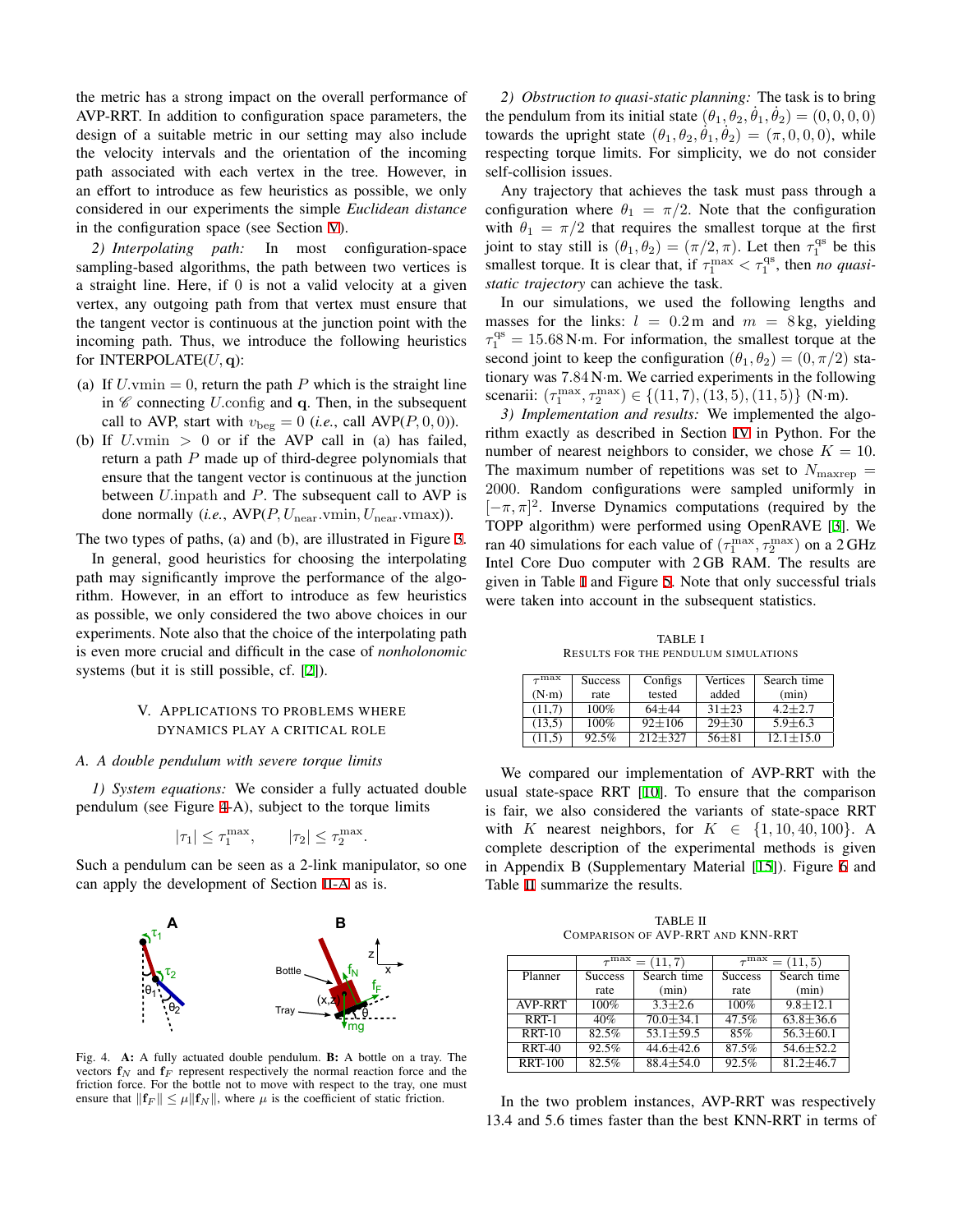the metric has a strong impact on the overall performance of AVP-RRT. In addition to configuration space parameters, the design of a suitable metric in our setting may also include the velocity intervals and the orientation of the incoming path associated with each vertex in the tree. However, in an effort to introduce as few heuristics as possible, we only considered in our experiments the simple *Euclidean distance* in the configuration space (see Section V).

*2) Interpolating path:* In most configuration-space sampling-based algorithms, the path between two vertices is a straight line. Here, if 0 is not a valid velocity at a given vertex, any outgoing path from that vertex must ensure that the tangent vector is continuous at the junction point with the incoming path. Thus, we introduce the following heuristics for INTERPOLATE($U$, $\mathbf{q}$):

(a) If $U$.vmin = 0, return the path $P$ which is the straight line in $\mathscr{C}$ connecting $U$.config and $\mathbf{q}$. Then, in the subsequent call to AVP, start with $v_{\mathrm{beg}} = 0$ (*i.e.*, call AVP($P$, 0, 0)).
(b) If $U$.vmin $> 0$ or if the AVP call in (a) has failed, return a path $P$ made up of third-degree polynomials that ensure that the tangent vector is continuous at the junction between $U$.inpath and $P$. The subsequent call to AVP is done normally (*i.e.*, AVP($P$, $U_{\mathrm{near}}$.vmin, $U_{\mathrm{near}}$.vmax)).

The two types of paths, (a) and (b), are illustrated in Figure 3.

In general, good heuristics for choosing the interpolating path may significantly improve the performance of the algorithm. However, in an effort to introduce as few heuristics as possible, we only considered the two above choices in our experiments. Note also that the choice of the interpolating path is even more crucial and difficult in the case of *nonholonomic* systems (but it is still possible, cf. [2]).

## V. Applications to problems where dynamics play a critical role

### A. A double pendulum with severe torque limits

*1) System equations:* We consider a fully actuated double pendulum (see Figure 4-A), subject to the torque limits

$$|\tau_1| \leq \tau_1^{\max}, \qquad |\tau_2| \leq \tau_2^{\max}.$$

Such a pendulum can be seen as a 2-link manipulator, so one can apply the development of Section II-A as is.

Fig. 4. **A:** A fully actuated double pendulum. **B:** A bottle on a tray. The vectors $\mathbf{f}_N$ and $\mathbf{f}_F$ represent respectively the normal reaction force and the friction force. For the bottle not to move with respect to the tray, one must ensure that $\|\mathbf{f}_F\| \leq \mu\|\mathbf{f}_N\|$, where $\mu$ is the coefficient of static friction.

*2) Obstruction to quasi-static planning:* The task is to bring the pendulum from its initial state $(\theta_1, \theta_2, \dot\theta_1, \dot\theta_2) = (0, 0, 0, 0)$ towards the upright state $(\theta_1, \theta_2, \dot\theta_1, \dot\theta_2) = (\pi, 0, 0, 0)$, while respecting torque limits. For simplicity, we do not consider self-collision issues.

Any trajectory that achieves the task must pass through a configuration where $\theta_1 = \pi/2$. Note that the configuration with $\theta_1 = \pi/2$ that requires the smallest torque at the first joint to stay still is $(\theta_1, \theta_2) = (\pi/2, \pi)$. Let then $\tau_1^{\mathrm{qs}}$ be this smallest torque. It is clear that, if $\tau_1^{\max} < \tau_1^{\mathrm{qs}}$, then *no quasi-static trajectory* can achieve the task.

In our simulations, we used the following lengths and masses for the links: $l = 0.2\,\mathrm{m}$ and $m = 8\,\mathrm{kg}$, yielding $\tau_1^{\mathrm{qs}} = 15.68\,\mathrm{N{\cdot}m}$. For information, the smallest torque at the second joint to keep the configuration $(\theta_1, \theta_2) = (0, \pi/2)$ stationary was $7.84\,\mathrm{N{\cdot}m}$. We carried experiments in the following scenarii: $(\tau_1^{\max}, \tau_2^{\max}) \in \{(11, 7), (13, 5), (11, 5)\}$ (N·m).

*3) Implementation and results:* We implemented the algorithm exactly as described in Section IV in Python. For the number of nearest neighbors to consider, we chose $K = 10$. The maximum number of repetitions was set to $N_{\mathrm{maxrep}} = 2000$. Random configurations were sampled uniformly in $[-\pi, \pi]^2$. Inverse Dynamics computations (required by the TOPP algorithm) were performed using OpenRAVE [3]. We ran 40 simulations for each value of $(\tau_1^{\max}, \tau_2^{\max})$ on a 2 GHz Intel Core Duo computer with 2 GB RAM. The results are given in Table I and Figure 5. Note that only successful trials were taken into account in the subsequent statistics.

TABLE I
Results for the pendulum simulations

| $\tau^{\max}$ (N·m) | Success rate | Configs tested | Vertices added | Search time (min) |
|---|---|---|---|---|
| (11,7) | 100% | 64±44 | 31±23 | 4.2±2.7 |
| (13,5) | 100% | 92±106 | 29±30 | 5.9±6.3 |
| (11,5) | 92.5% | 212±327 | 56±81 | 12.1±15.0 |

We compared our implementation of AVP-RRT with the usual state-space RRT [10]. To ensure that the comparison is fair, we also considered the variants of state-space RRT with $K$ nearest neighbors, for $K \in \{1, 10, 40, 100\}$. A complete description of the experimental methods is given in Appendix B (Supplementary Material [15]). Figure 6 and Table II summarize the results.

TABLE II
Comparison of AVP-RRT and KNN-RRT

| Planner | $\tau^{\max} = (11,7)$ | | $\tau^{\max} = (11,5)$ | |
|---|---|---|---|---|
| | Success rate | Search time (min) | Success rate | Search time (min) |
| AVP-RRT | 100% | 3.3±2.6 | 100% | 9.8±12.1 |
| RRT-1 | 40% | 70.0±34.1 | 47.5% | 63.8±36.6 |
| RRT-10 | 82.5% | 53.1±59.5 | 85% | 56.3±60.1 |
| RRT-40 | 92.5% | 44.6±42.6 | 87.5% | 54.6±52.2 |
| RRT-100 | 82.5% | 88.4±54.0 | 92.5% | 81.2±46.7 |

In the two problem instances, AVP-RRT was respectively 13.4 and 5.6 times faster than the best KNN-RRT in terms of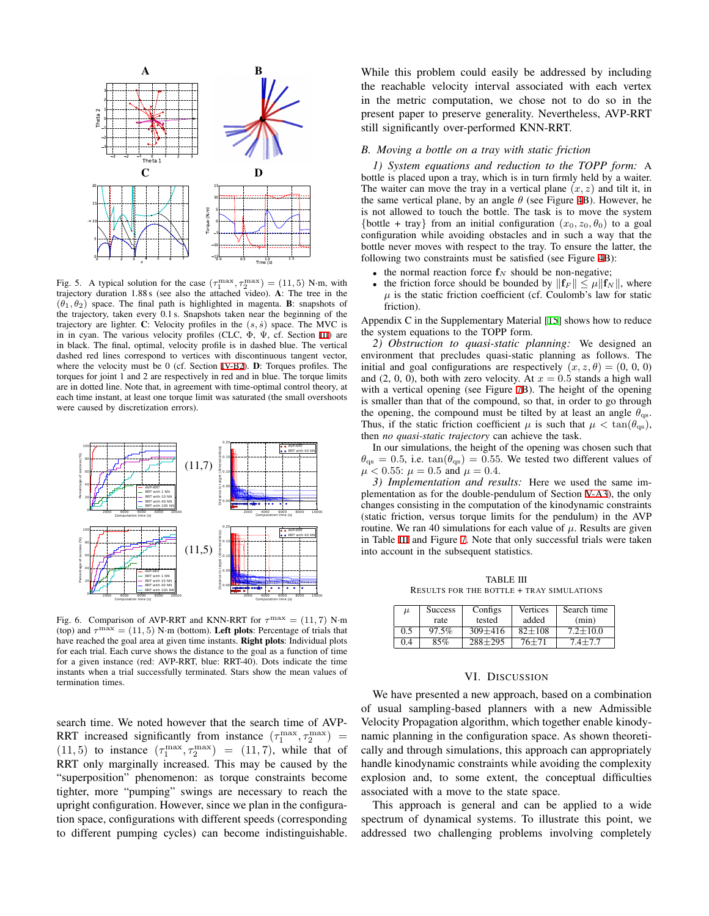Fig. 5. A typical solution for the case $(\tau_1^{\max}, \tau_2^{\max}) = (11, 5)$ N·m, with trajectory duration 1.88 s (see also the attached video). **A**: The tree in the $(\theta_1, \theta_2)$ space. The final path is highlighted in magenta. **B**: snapshots of the trajectory, taken every 0.1 s. Snapshots taken near the beginning of the trajectory are lighter. **C**: Velocity profiles in the $(s, \dot{s})$ space. The MVC is in in cyan. The various velocity profiles (CLC, $\Phi$, $\Psi$, cf. Section III) are in black. The final, optimal, velocity profile is in dashed blue. The vertical dashed red lines correspond to vertices with discontinuous tangent vector, where the velocity must be 0 (cf. Section IV-B2). **D**: Torques profiles. The torques for joint 1 and 2 are respectively in red and in blue. The torque limits are in dotted line. Note that, in agreement with time-optimal control theory, at each time instant, at least one torque limit was saturated (the small overshoots were caused by discretization errors).

Fig. 6. Comparison of AVP-RRT and KNN-RRT for $\tau^{\max} = (11, 7)$ N·m (top) and $\tau^{\max} = (11, 5)$ N·m (bottom). **Left plots**: Percentage of trials that have reached the goal area at given time instants. **Right plots**: Individual plots for each trial. Each curve shows the distance to the goal as a function of time for a given instance (red: AVP-RRT, blue: RRT-40). Dots indicate the time instants when a trial successfully terminated. Stars show the mean values of termination times.

search time. We noted however that the search time of AVP-RRT increased significantly from instance $(\tau_1^{\max}, \tau_2^{\max}) = (11, 5)$ to instance $(\tau_1^{\max}, \tau_2^{\max}) = (11, 7)$, while that of RRT only marginally increased. This may be caused by the "superposition" phenomenon: as torque constraints become tighter, more "pumping" swings are necessary to reach the upright configuration. However, since we plan in the configuration space, configurations with different speeds (corresponding to different pumping cycles) can become indistinguishable. While this problem could easily be addressed by including the reachable velocity interval associated with each vertex in the metric computation, we chose not to do so in the present paper to preserve generality. Nevertheless, AVP-RRT still significantly over-performed KNN-RRT.

### B. Moving a bottle on a tray with static friction

*1) System equations and reduction to the TOPP form:* A bottle is placed upon a tray, which is in turn firmly held by a waiter. The waiter can move the tray in a vertical plane $(x, z)$ and tilt it, in the same vertical plane, by an angle $\theta$ (see Figure 4B). However, he is not allowed to touch the bottle. The task is to move the system {bottle + tray} from an initial configuration $(x_0, z_0, \theta_0)$ to a goal configuration while avoiding obstacles and in such a way that the bottle never moves with respect to the tray. To ensure the latter, the following two constraints must be satisfied (see Figure 4B):

- the normal reaction force $\mathbf{f}_N$ should be non-negative;
- the friction force should be bounded by $\|\mathbf{f}_F\| \leq \mu \|\mathbf{f}_N\|$, where $\mu$ is the static friction coefficient (cf. Coulomb's law for static friction).

Appendix C in the Supplementary Material [15] shows how to reduce the system equations to the TOPP form.

*2) Obstruction to quasi-static planning:* We designed an environment that precludes quasi-static planning as follows. The initial and goal configurations are respectively $(x, z, \theta) = (0, 0, 0)$ and $(2, 0, 0)$, both with zero velocity. At $x = 0.5$ stands a high wall with a vertical opening (see Figure 7B). The height of the opening is smaller than that of the compound, so that, in order to go through the opening, the compound must be tilted by at least an angle $\theta_{\text{qs}}$. Thus, if the static friction coefficient $\mu$ is such that $\mu < \tan(\theta_{\text{qs}})$, then *no quasi-static trajectory* can achieve the task.

In our simulations, the height of the opening was chosen such that $\theta_{\text{qs}} = 0.5$, i.e. $\tan(\theta_{\text{qs}}) = 0.55$. We tested two different values of $\mu < 0.55$: $\mu = 0.5$ and $\mu = 0.4$.

*3) Implementation and results:* Here we used the same implementation as for the double-pendulum of Section V-A3), the only changes consisting in the computation of the kinodynamic constraints (static friction, versus torque limits for the pendulum) in the AVP routine. We ran 40 simulations for each value of $\mu$. Results are given in Table III and Figure 7. Note that only successful trials were taken into account in the subsequent statistics.

TABLE III
RESULTS FOR THE BOTTLE + TRAY SIMULATIONS

| $\mu$ | Success rate | Configs tested | Vertices added | Search time (min) |
|---|---|---|---|---|
| 0.5 | 97.5% | 309±416 | 82±108 | 7.2±10.0 |
| 0.4 | 85% | 288±295 | 76±71 | 7.4±7.7 |

## VI. DISCUSSION

We have presented a new approach, based on a combination of usual sampling-based planners with a new Admissible Velocity Propagation algorithm, which together enable kinodynamic planning in the configuration space. As shown theoretically and through simulations, this approach can appropriately handle kinodynamic constraints while avoiding the complexity explosion and, to some extent, the conceptual difficulties associated with a move to the state space.

This approach is general and can be applied to a wide spectrum of dynamical systems. To illustrate this point, we addressed two challenging problems involving completely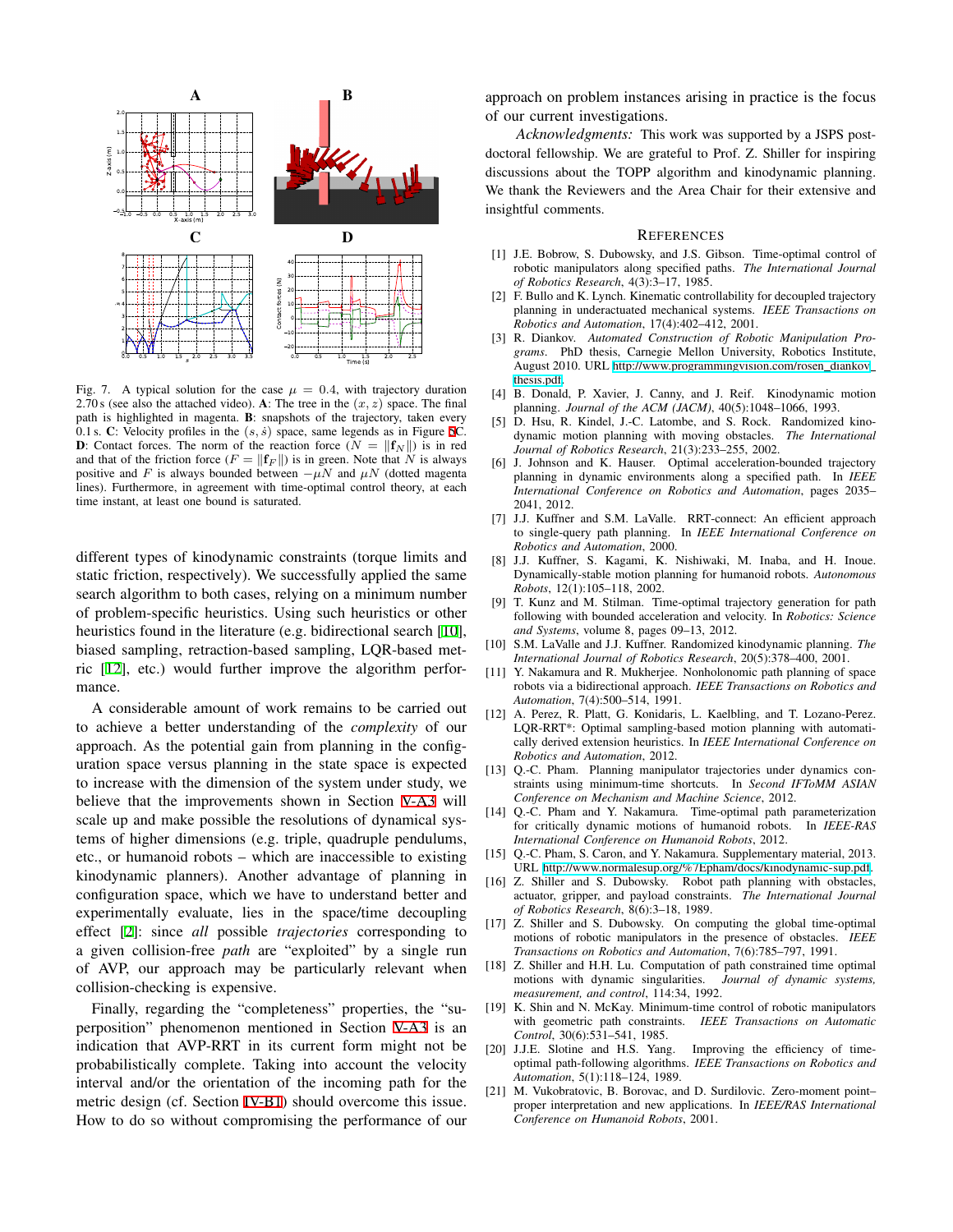A

B

C

D

Fig. 7. A typical solution for the case $\mu = 0.4$, with trajectory duration 2.70 s (see also the attached video). **A**: The tree in the $(x, z)$ space. The final path is highlighted in magenta. **B**: snapshots of the trajectory, taken every 0.1 s. **C**: Velocity profiles in the $(s, \dot{s})$ space, same legends as in Figure 5C. **D**: Contact forces. The norm of the reaction force ($N = \|\mathbf{f}_N\|$) is in red and that of the friction force ($F = \|\mathbf{f}_F\|$) is in green. Note that $N$ is always positive and $F$ is always bounded between $-\mu N$ and $\mu N$ (dotted magenta lines). Furthermore, in agreement with time-optimal control theory, at each time instant, at least one bound is saturated.

different types of kinodynamic constraints (torque limits and static friction, respectively). We successfully applied the same search algorithm to both cases, relying on a minimum number of problem-specific heuristics. Using such heuristics or other heuristics found in the literature (e.g. bidirectional search [10], biased sampling, retraction-based sampling, LQR-based metric [12], etc.) would further improve the algorithm performance.

A considerable amount of work remains to be carried out to achieve a better understanding of the *complexity* of our approach. As the potential gain from planning in the configuration space versus planning in the state space is expected to increase with the dimension of the system under study, we believe that the improvements shown in Section V-A3 will scale up and make possible the resolutions of dynamical systems of higher dimensions (e.g. triple, quadruple pendulums, etc., or humanoid robots – which are inaccessible to existing kinodynamic planners). Another advantage of planning in configuration space, which we have to understand better and experimentally evaluate, lies in the space/time decoupling effect [2]: since *all* possible *trajectories* corresponding to a given collision-free *path* are "exploited" by a single run of AVP, our approach may be particularly relevant when collision-checking is expensive.

Finally, regarding the "completeness" properties, the "superposition" phenomenon mentioned in Section V-A3 is an indication that AVP-RRT in its current form might not be probabilistically complete. Taking into account the velocity interval and/or the orientation of the incoming path for the metric design (cf. Section IV-B1) should overcome this issue. How to do so without compromising the performance of our approach on problem instances arising in practice is the focus of our current investigations.

*Acknowledgments:* This work was supported by a JSPS postdoctoral fellowship. We are grateful to Prof. Z. Shiller for inspiring discussions about the TOPP algorithm and kinodynamic planning. We thank the Reviewers and the Area Chair for their extensive and insightful comments.

## References

[1] J.E. Bobrow, S. Dubowsky, and J.S. Gibson. Time-optimal control of robotic manipulators along specified paths. *The International Journal of Robotics Research*, 4(3):3–17, 1985.

[2] F. Bullo and K. Lynch. Kinematic controllability for decoupled trajectory planning in underactuated mechanical systems. *IEEE Transactions on Robotics and Automation*, 17(4):402–412, 2001.

[3] R. Diankov. *Automated Construction of Robotic Manipulation Programs*. PhD thesis, Carnegie Mellon University, Robotics Institute, August 2010. URL http://www.programmingvision.com/rosen_diankov_thesis.pdf.

[4] B. Donald, P. Xavier, J. Canny, and J. Reif. Kinodynamic motion planning. *Journal of the ACM (JACM)*, 40(5):1048–1066, 1993.

[5] D. Hsu, R. Kindel, J.-C. Latombe, and S. Rock. Randomized kinodynamic motion planning with moving obstacles. *The International Journal of Robotics Research*, 21(3):233–255, 2002.

[6] J. Johnson and K. Hauser. Optimal acceleration-bounded trajectory planning in dynamic environments along a specified path. In *IEEE International Conference on Robotics and Automation*, pages 2035–2041, 2012.

[7] J.J. Kuffner and S.M. LaValle. RRT-connect: An efficient approach to single-query path planning. In *IEEE International Conference on Robotics and Automation*, 2000.

[8] J.J. Kuffner, S. Kagami, K. Nishiwaki, M. Inaba, and H. Inoue. Dynamically-stable motion planning for humanoid robots. *Autonomous Robots*, 12(1):105–118, 2002.

[9] T. Kunz and M. Stilman. Time-optimal trajectory generation for path following with bounded acceleration and velocity. In *Robotics: Science and Systems*, volume 8, pages 09–13, 2012.

[10] S.M. LaValle and J.J. Kuffner. Randomized kinodynamic planning. *The International Journal of Robotics Research*, 20(5):378–400, 2001.

[11] Y. Nakamura and R. Mukherjee. Nonholonomic path planning of space robots via a bidirectional approach. *IEEE Transactions on Robotics and Automation*, 7(4):500–514, 1991.

[12] A. Perez, R. Platt, G. Konidaris, L. Kaelbling, and T. Lozano-Perez. LQR-RRT*: Optimal sampling-based motion planning with automatically derived extension heuristics. In *IEEE International Conference on Robotics and Automation*, 2012.

[13] Q.-C. Pham. Planning manipulator trajectories under dynamics constraints using minimum-time shortcuts. In *Second IFToMM ASIAN Conference on Mechanism and Machine Science*, 2012.

[14] Q.-C. Pham and Y. Nakamura. Time-optimal path parameterization for critically dynamic motions of humanoid robots. In *IEEE-RAS International Conference on Humanoid Robots*, 2012.

[15] Q.-C. Pham, S. Caron, and Y. Nakamura. Supplementary material, 2013. URL http://www.normalesup.org/%7Epham/docs/kinodynamic-sup.pdf.

[16] Z. Shiller and S. Dubowsky. Robot path planning with obstacles, actuator, gripper, and payload constraints. *The International Journal of Robotics Research*, 8(6):3–18, 1989.

[17] Z. Shiller and S. Dubowsky. On computing the global time-optimal motions of robotic manipulators in the presence of obstacles. *IEEE Transactions on Robotics and Automation*, 7(6):785–797, 1991.

[18] Z. Shiller and H.H. Lu. Computation of path constrained time optimal motions with dynamic singularities. *Journal of dynamic systems, measurement, and control*, 114:34, 1992.

[19] K. Shin and N. McKay. Minimum-time control of robotic manipulators with geometric path constraints. *IEEE Transactions on Automatic Control*, 30(6):531–541, 1985.

[20] J.J.E. Slotine and H.S. Yang. Improving the efficiency of time-optimal path-following algorithms. *IEEE Transactions on Robotics and Automation*, 5(1):118–124, 1989.

[21] M. Vukobratovic, B. Borovac, and D. Surdilovic. Zero-moment point–proper interpretation and new applications. In *IEEE/RAS International Conference on Humanoid Robots*, 2001.